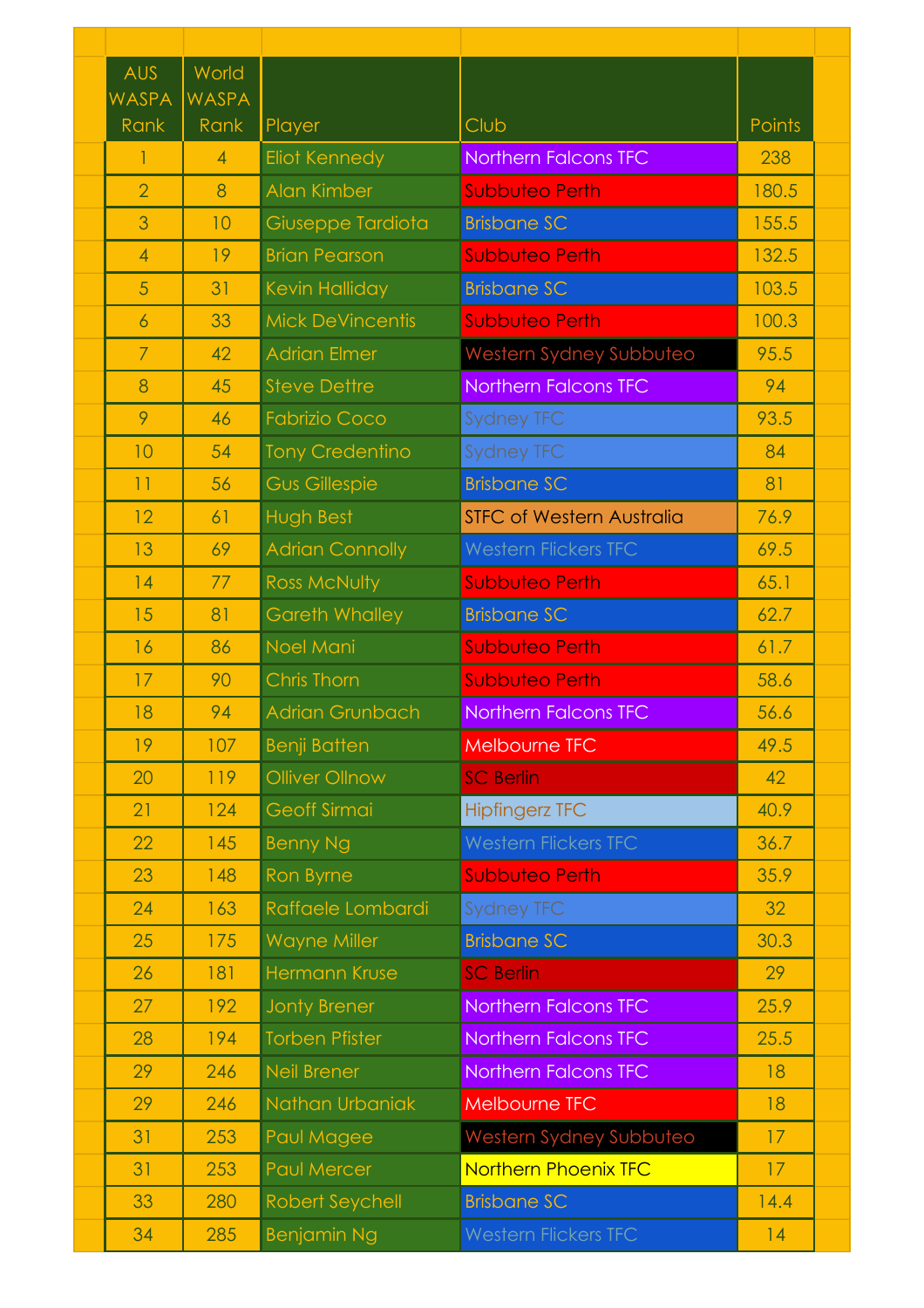| AUS WASPA Rank | World WASPA Rank | Player | Club | Points |
|---|---|---|---|---|
| 1 | 4 | Eliot Kennedy | Northern Falcons TFC | 238 |
| 2 | 8 | Alan Kimber | Subbuteo Perth | 180.5 |
| 3 | 10 | Giuseppe Tardiota | Brisbane SC | 155.5 |
| 4 | 19 | Brian Pearson | Subbuteo Perth | 132.5 |
| 5 | 31 | Kevin Halliday | Brisbane SC | 103.5 |
| 6 | 33 | Mick DeVincentis | Subbuteo Perth | 100.3 |
| 7 | 42 | Adrian Elmer | Western Sydney Subbuteo | 95.5 |
| 8 | 45 | Steve Dettre | Northern Falcons TFC | 94 |
| 9 | 46 | Fabrizio Coco | Sydney TFC | 93.5 |
| 10 | 54 | Tony Credentino | Sydney TFC | 84 |
| 11 | 56 | Gus Gillespie | Brisbane SC | 81 |
| 12 | 61 | Hugh Best | STFC of Western Australia | 76.9 |
| 13 | 69 | Adrian Connolly | Western Flickers TFC | 69.5 |
| 14 | 77 | Ross McNulty | Subbuteo Perth | 65.1 |
| 15 | 81 | Gareth Whalley | Brisbane SC | 62.7 |
| 16 | 86 | Noel Mani | Subbuteo Perth | 61.7 |
| 17 | 90 | Chris Thorn | Subbuteo Perth | 58.6 |
| 18 | 94 | Adrian Grunbach | Northern Falcons TFC | 56.6 |
| 19 | 107 | Benji Batten | Melbourne TFC | 49.5 |
| 20 | 119 | Olliver Ollnow | SC Berlin | 42 |
| 21 | 124 | Geoff Sirmai | Hipfingerz TFC | 40.9 |
| 22 | 145 | Benny Ng | Western Flickers TFC | 36.7 |
| 23 | 148 | Ron Byrne | Subbuteo Perth | 35.9 |
| 24 | 163 | Raffaele Lombardi | Sydney TFC | 32 |
| 25 | 175 | Wayne Miller | Brisbane SC | 30.3 |
| 26 | 181 | Hermann Kruse | SC Berlin | 29 |
| 27 | 192 | Jonty Brener | Northern Falcons TFC | 25.9 |
| 28 | 194 | Torben Pfister | Northern Falcons TFC | 25.5 |
| 29 | 246 | Neil Brener | Northern Falcons TFC | 18 |
| 29 | 246 | Nathan Urbaniak | Melbourne TFC | 18 |
| 31 | 253 | Paul Magee | Western Sydney Subbuteo | 17 |
| 31 | 253 | Paul Mercer | Northern Phoenix TFC | 17 |
| 33 | 280 | Robert Seychell | Brisbane SC | 14.4 |
| 34 | 285 | Benjamin Ng | Western Flickers TFC | 14 |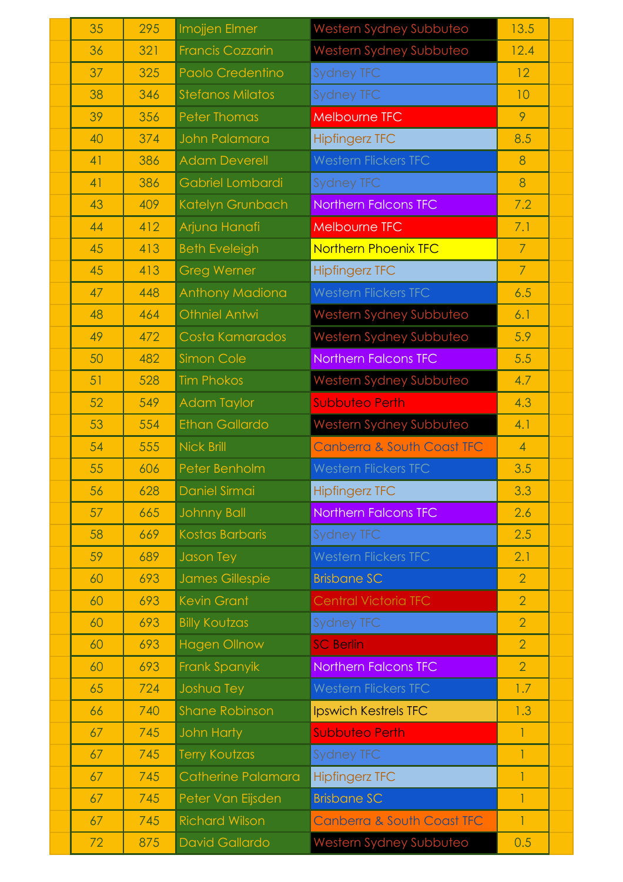| | | | | |
|---|---|---|---|---|
| 35 | 295 | Imojjen Elmer | Western Sydney Subbuteo | 13.5 |
| 36 | 321 | Francis Cozzarin | Western Sydney Subbuteo | 12.4 |
| 37 | 325 | Paolo Credentino | Sydney TFC | 12 |
| 38 | 346 | Stefanos Milatos | Sydney TFC | 10 |
| 39 | 356 | Peter Thomas | Melbourne TFC | 9 |
| 40 | 374 | John Palamara | Hipfingerz TFC | 8.5 |
| 41 | 386 | Adam Deverell | Western Flickers TFC | 8 |
| 41 | 386 | Gabriel Lombardi | Sydney TFC | 8 |
| 43 | 409 | Katelyn Grunbach | Northern Falcons TFC | 7.2 |
| 44 | 412 | Arjuna Hanafi | Melbourne TFC | 7.1 |
| 45 | 413 | Beth Eveleigh | Northern Phoenix TFC | 7 |
| 45 | 413 | Greg Werner | Hipfingerz TFC | 7 |
| 47 | 448 | Anthony Madiona | Western Flickers TFC | 6.5 |
| 48 | 464 | Othniel Antwi | Western Sydney Subbuteo | 6.1 |
| 49 | 472 | Costa Kamarados | Western Sydney Subbuteo | 5.9 |
| 50 | 482 | Simon Cole | Northern Falcons TFC | 5.5 |
| 51 | 528 | Tim Phokos | Western Sydney Subbuteo | 4.7 |
| 52 | 549 | Adam Taylor | Subbuteo Perth | 4.3 |
| 53 | 554 | Ethan Gallardo | Western Sydney Subbuteo | 4.1 |
| 54 | 555 | Nick Brill | Canberra & South Coast TFC | 4 |
| 55 | 606 | Peter Benholm | Western Flickers TFC | 3.5 |
| 56 | 628 | Daniel Sirmai | Hipfingerz TFC | 3.3 |
| 57 | 665 | Johnny Ball | Northern Falcons TFC | 2.6 |
| 58 | 669 | Kostas Barbaris | Sydney TFC | 2.5 |
| 59 | 689 | Jason Tey | Western Flickers TFC | 2.1 |
| 60 | 693 | James Gillespie | Brisbane SC | 2 |
| 60 | 693 | Kevin Grant | Central Victoria TFC | 2 |
| 60 | 693 | Billy Koutzas | Sydney TFC | 2 |
| 60 | 693 | Hagen Ollnow | SC Berlin | 2 |
| 60 | 693 | Frank Spanyik | Northern Falcons TFC | 2 |
| 65 | 724 | Joshua Tey | Western Flickers TFC | 1.7 |
| 66 | 740 | Shane Robinson | Ipswich Kestrels TFC | 1.3 |
| 67 | 745 | John Harty | Subbuteo Perth | 1 |
| 67 | 745 | Terry Koutzas | Sydney TFC | 1 |
| 67 | 745 | Catherine Palamara | Hipfingerz TFC | 1 |
| 67 | 745 | Peter Van Eijsden | Brisbane SC | 1 |
| 67 | 745 | Richard Wilson | Canberra & South Coast TFC | 1 |
| 72 | 875 | David Gallardo | Western Sydney Subbuteo | 0.5 |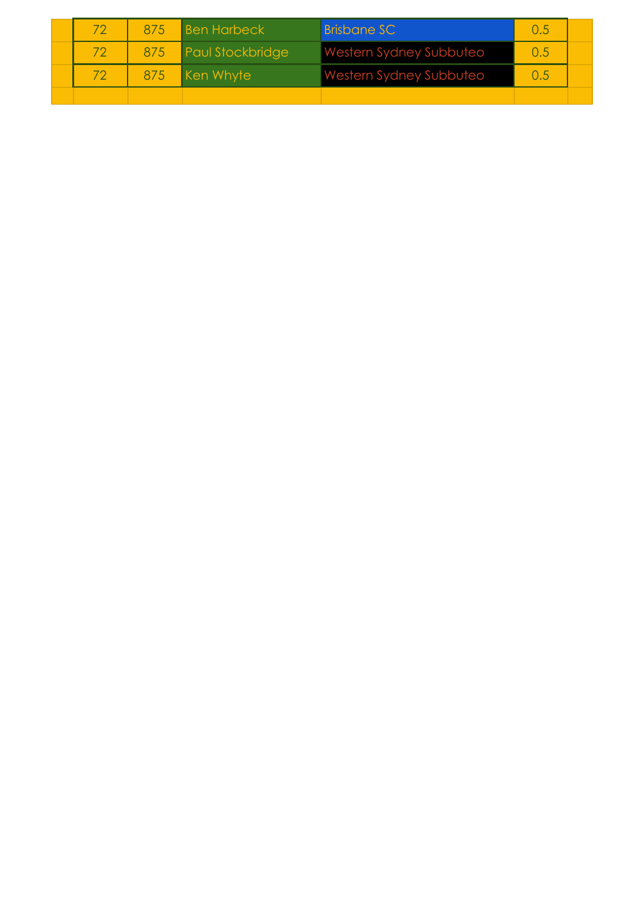| | | | | |
|---|---|---|---|---|
| 72 | 875 | Ben Harbeck | Brisbane SC | 0.5 |
| 72 | 875 | Paul Stockbridge | Western Sydney Subbuteo | 0.5 |
| 72 | 875 | Ken Whyte | Western Sydney Subbuteo | 0.5 |